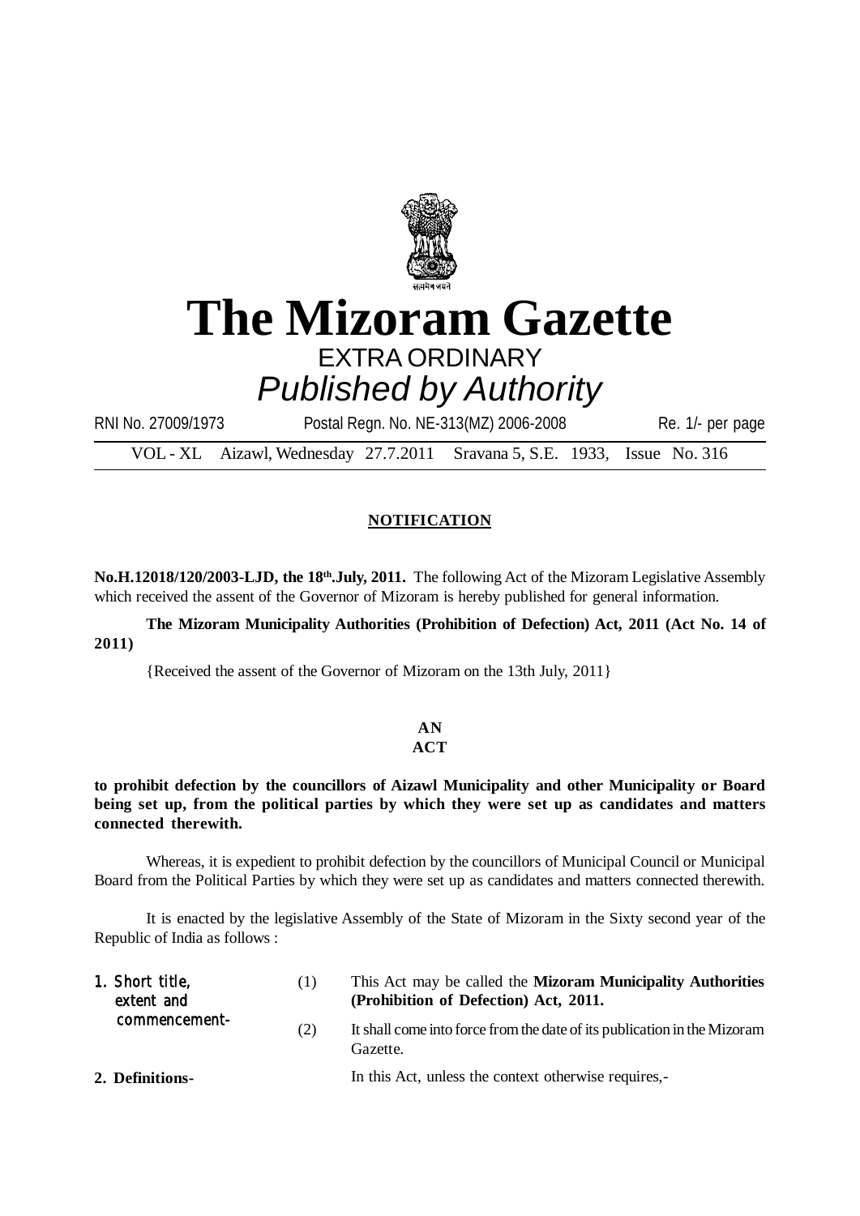# The Mizoram Gazette

EXTRA ORDINARY

*Published by Authority*

RNI No. 27009/1973 Postal Regn. No. NE-313(MZ) 2006-2008 Re. 1/- per page

VOL - XL Aizawl, Wednesday 27.7.2011 Sravana 5, S.E. 1933, Issue No. 316

## NOTIFICATION

**No.H.12018/120/2003-LJD, the 18th.July, 2011.** The following Act of the Mizoram Legislative Assembly which received the assent of the Governor of Mizoram is hereby published for general information.

**The Mizoram Municipality Authorities (Prohibition of Defection) Act, 2011 (Act No. 14 of 2011)**

{Received the assent of the Governor of Mizoram on the 13th July, 2011}

### AN ACT

**to prohibit defection by the councillors of Aizawl Municipality and other Municipality or Board being set up, from the political parties by which they were set up as candidates and matters connected therewith.**

Whereas, it is expedient to prohibit defection by the councillors of Municipal Council or Municipal Board from the Political Parties by which they were set up as candidates and matters connected therewith.

It is enacted by the legislative Assembly of the State of Mizoram in the Sixty second year of the Republic of India as follows :

**1. Short title, extent and commencement-**

(1) This Act may be called the **Mizoram Municipality Authorities (Prohibition of Defection) Act, 2011.**

(2) It shall come into force from the date of its publication in the Mizoram Gazette.

**2. Definitions-** In this Act, unless the context otherwise requires,-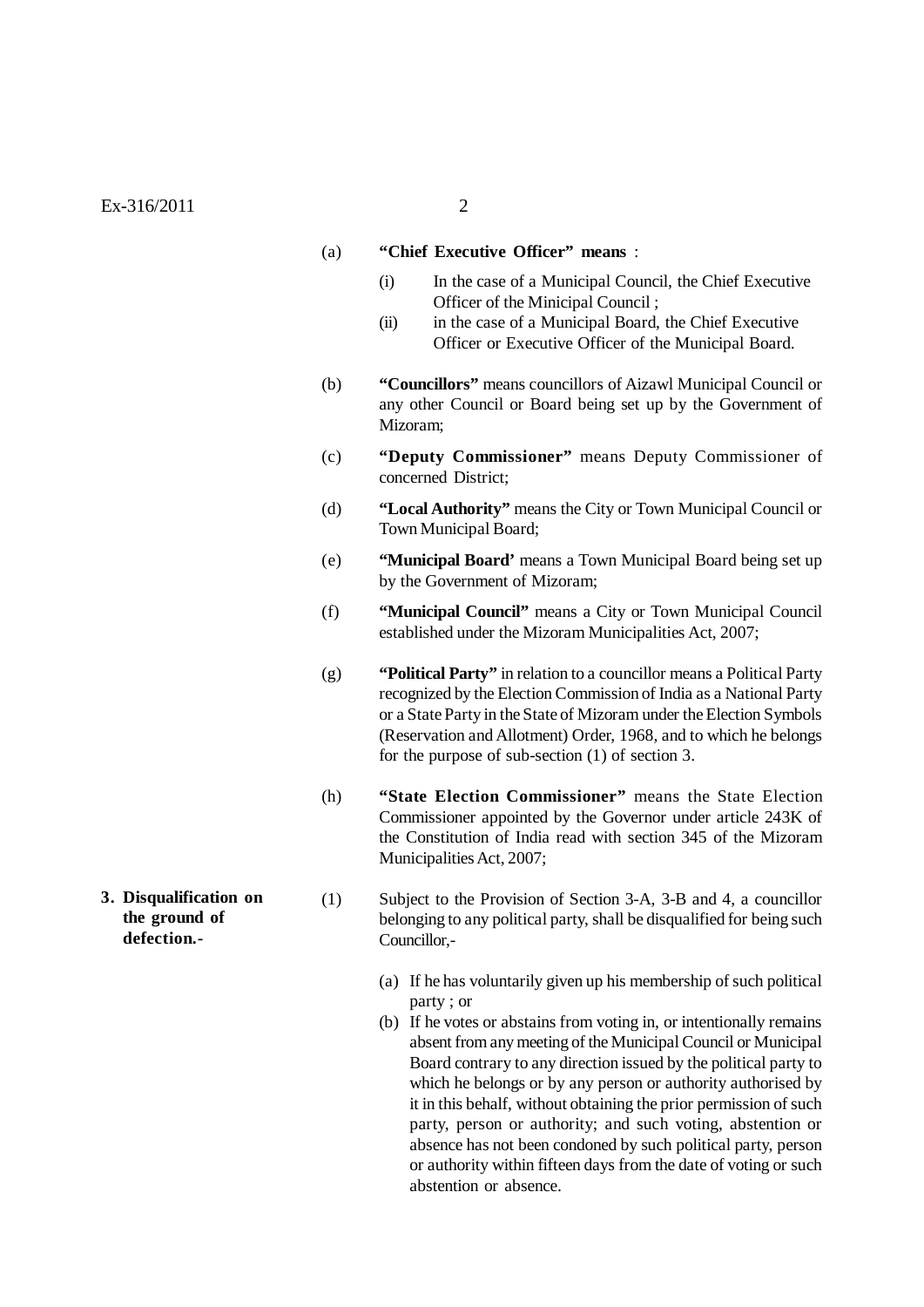(a) **"Chief Executive Officer" means** :

(i) In the case of a Municipal Council, the Chief Executive Officer of the Minicipal Council ;

(ii) in the case of a Municipal Board, the Chief Executive Officer or Executive Officer of the Municipal Board.

(b) **"Councillors"** means councillors of Aizawl Municipal Council or any other Council or Board being set up by the Government of Mizoram;

(c) **"Deputy Commissioner"** means Deputy Commissioner of concerned District;

(d) **"Local Authority"** means the City or Town Municipal Council or Town Municipal Board;

(e) **"Municipal Board'** means a Town Municipal Board being set up by the Government of Mizoram;

(f) **"Municipal Council"** means a City or Town Municipal Council established under the Mizoram Municipalities Act, 2007;

(g) **"Political Party"** in relation to a councillor means a Political Party recognized by the Election Commission of India as a National Party or a State Party in the State of Mizoram under the Election Symbols (Reservation and Allotment) Order, 1968, and to which he belongs for the purpose of sub-section (1) of section 3.

(h) **"State Election Commissioner"** means the State Election Commissioner appointed by the Governor under article 243K of the Constitution of India read with section 345 of the Mizoram Municipalities Act, 2007;

**3. Disqualification on the ground of defection.-**

(1) Subject to the Provision of Section 3-A, 3-B and 4, a councillor belonging to any political party, shall be disqualified for being such Councillor,-

(a) If he has voluntarily given up his membership of such political party ; or

(b) If he votes or abstains from voting in, or intentionally remains absent from any meeting of the Municipal Council or Municipal Board contrary to any direction issued by the political party to which he belongs or by any person or authority authorised by it in this behalf, without obtaining the prior permission of such party, person or authority; and such voting, abstention or absence has not been condoned by such political party, person or authority within fifteen days from the date of voting or such abstention or absence.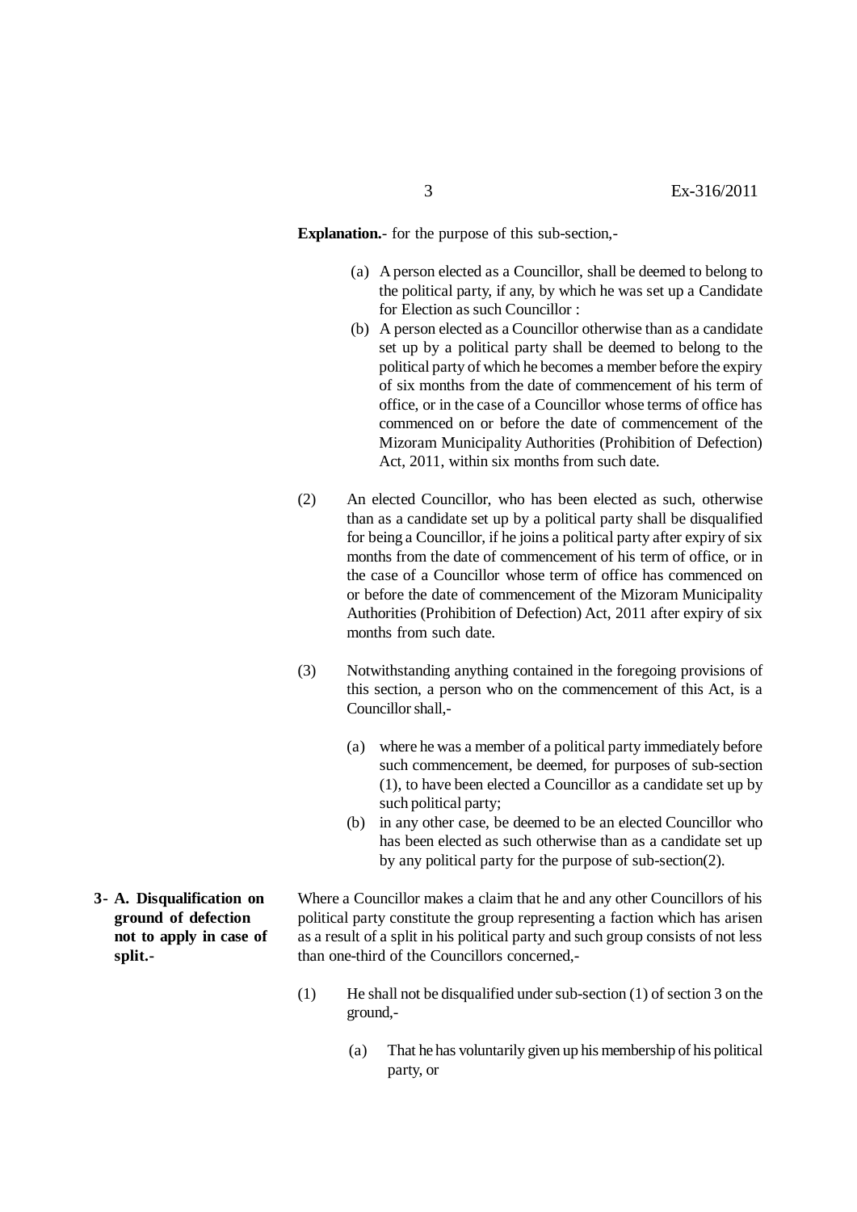**Explanation.**- for the purpose of this sub-section,-

(a) A person elected as a Councillor, shall be deemed to belong to the political party, if any, by which he was set up a Candidate for Election as such Councillor :

(b) A person elected as a Councillor otherwise than as a candidate set up by a political party shall be deemed to belong to the political party of which he becomes a member before the expiry of six months from the date of commencement of his term of office, or in the case of a Councillor whose terms of office has commenced on or before the date of commencement of the Mizoram Municipality Authorities (Prohibition of Defection) Act, 2011, within six months from such date.

(2) An elected Councillor, who has been elected as such, otherwise than as a candidate set up by a political party shall be disqualified for being a Councillor, if he joins a political party after expiry of six months from the date of commencement of his term of office, or in the case of a Councillor whose term of office has commenced on or before the date of commencement of the Mizoram Municipality Authorities (Prohibition of Defection) Act, 2011 after expiry of six months from such date.

(3) Notwithstanding anything contained in the foregoing provisions of this section, a person who on the commencement of this Act, is a Councillor shall,-

(a) where he was a member of a political party immediately before such commencement, be deemed, for purposes of sub-section (1), to have been elected a Councillor as a candidate set up by such political party;

(b) in any other case, be deemed to be an elected Councillor who has been elected as such otherwise than as a candidate set up by any political party for the purpose of sub-section(2).

**3- A. Disqualification on ground of defection not to apply in case of split.-**

Where a Councillor makes a claim that he and any other Councillors of his political party constitute the group representing a faction which has arisen as a result of a split in his political party and such group consists of not less than one-third of the Councillors concerned,-

(1) He shall not be disqualified under sub-section (1) of section 3 on the ground,-

(a) That he has voluntarily given up his membership of his political party, or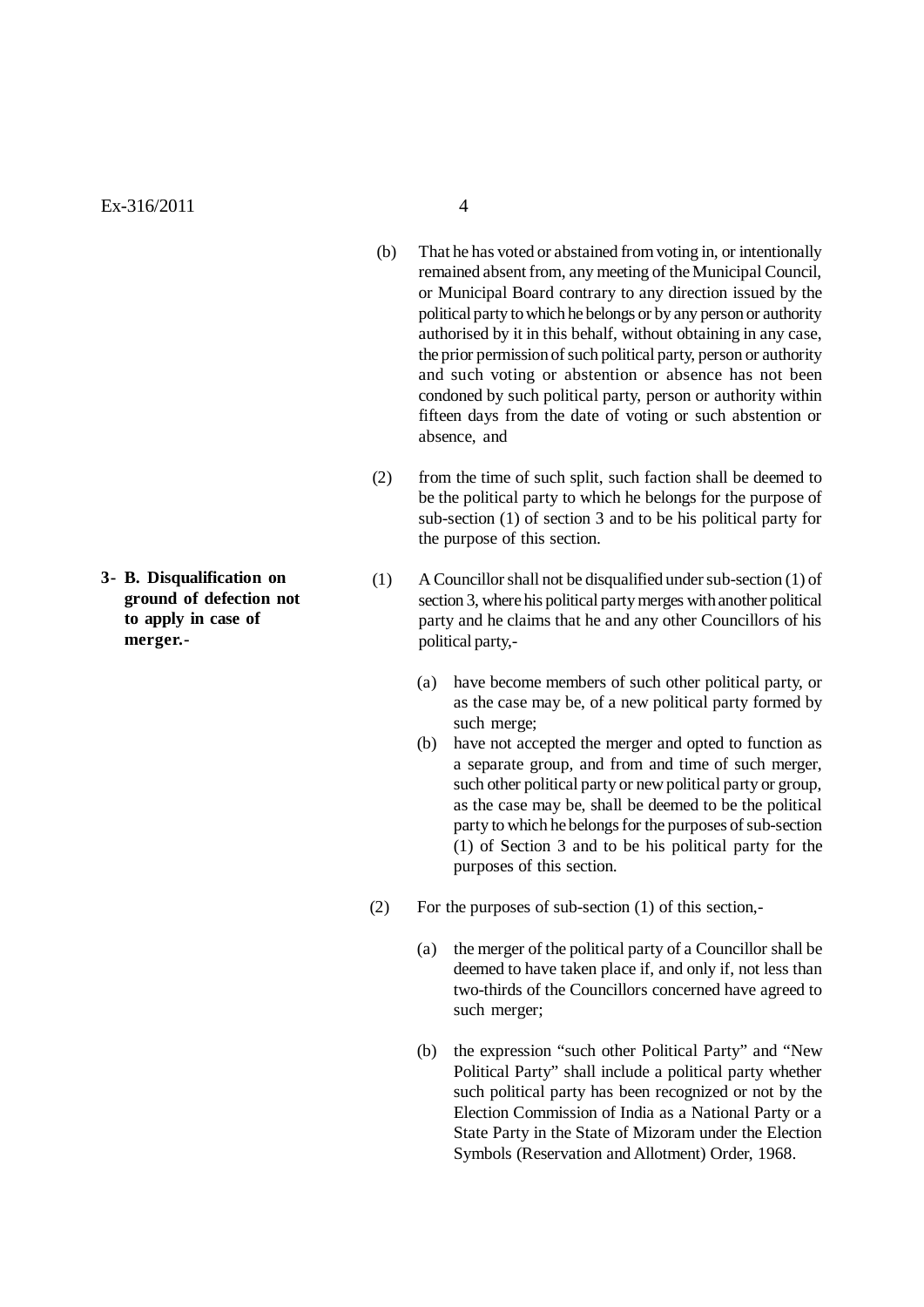(b) That he has voted or abstained from voting in, or intentionally remained absent from, any meeting of the Municipal Council, or Municipal Board contrary to any direction issued by the political party to which he belongs or by any person or authority authorised by it in this behalf, without obtaining in any case, the prior permission of such political party, person or authority and such voting or abstention or absence has not been condoned by such political party, person or authority within fifteen days from the date of voting or such abstention or absence, and

(2) from the time of such split, such faction shall be deemed to be the political party to which he belongs for the purpose of sub-section (1) of section 3 and to be his political party for the purpose of this section.

**3- B. Disqualification on ground of defection not to apply in case of merger.-**

(1) A Councillor shall not be disqualified under sub-section (1) of section 3, where his political party merges with another political party and he claims that he and any other Councillors of his political party,-

(a) have become members of such other political party, or as the case may be, of a new political party formed by such merge;

(b) have not accepted the merger and opted to function as a separate group, and from and time of such merger, such other political party or new political party or group, as the case may be, shall be deemed to be the political party to which he belongs for the purposes of sub-section (1) of Section 3 and to be his political party for the purposes of this section.

(2) For the purposes of sub-section (1) of this section,-

(a) the merger of the political party of a Councillor shall be deemed to have taken place if, and only if, not less than two-thirds of the Councillors concerned have agreed to such merger;

(b) the expression "such other Political Party" and "New Political Party" shall include a political party whether such political party has been recognized or not by the Election Commission of India as a National Party or a State Party in the State of Mizoram under the Election Symbols (Reservation and Allotment) Order, 1968.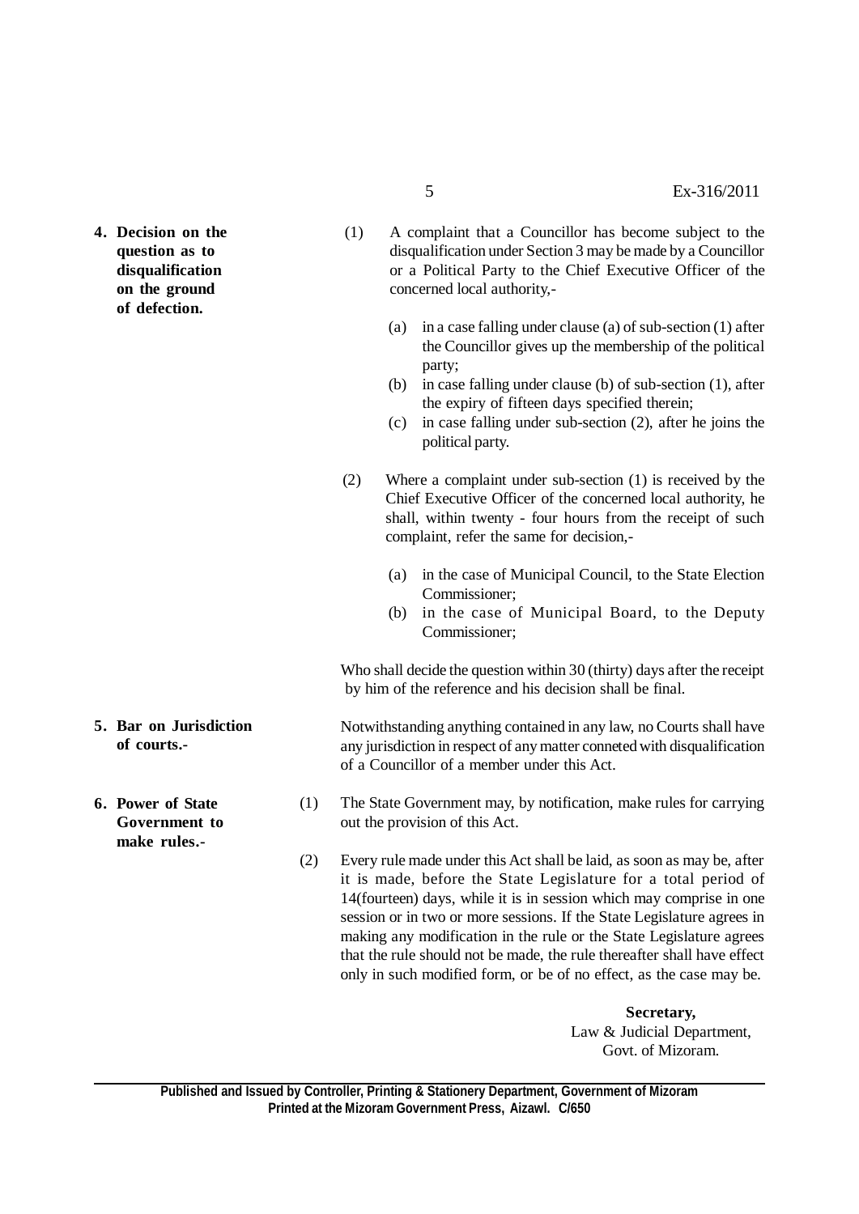**4. Decision on the question as to disqualification on the ground of defection.**

(1) A complaint that a Councillor has become subject to the disqualification under Section 3 may be made by a Councillor or a Political Party to the Chief Executive Officer of the concerned local authority,-

(a) in a case falling under clause (a) of sub-section (1) after the Councillor gives up the membership of the political party;

(b) in case falling under clause (b) of sub-section (1), after the expiry of fifteen days specified therein;

(c) in case falling under sub-section (2), after he joins the political party.

(2) Where a complaint under sub-section (1) is received by the Chief Executive Officer of the concerned local authority, he shall, within twenty - four hours from the receipt of such complaint, refer the same for decision,-

(a) in the case of Municipal Council, to the State Election Commissioner;

(b) in the case of Municipal Board, to the Deputy Commissioner;

Who shall decide the question within 30 (thirty) days after the receipt by him of the reference and his decision shall be final.

**5. Bar on Jurisdiction of courts.-**

Notwithstanding anything contained in any law, no Courts shall have any jurisdiction in respect of any matter conneted with disqualification of a Councillor of a member under this Act.

**6. Power of State Government to make rules.-**

(1) The State Government may, by notification, make rules for carrying out the provision of this Act.

(2) Every rule made under this Act shall be laid, as soon as may be, after it is made, before the State Legislature for a total period of 14(fourteen) days, while it is in session which may comprise in one session or in two or more sessions. If the State Legislature agrees in making any modification in the rule or the State Legislature agrees that the rule should not be made, the rule thereafter shall have effect only in such modified form, or be of no effect, as the case may be.

**Secretary,**
Law & Judicial Department,
Govt. of Mizoram.

**Published and Issued by Controller, Printing & Stationery Department, Government of Mizoram**
**Printed at the Mizoram Government Press, Aizawl. C/650**